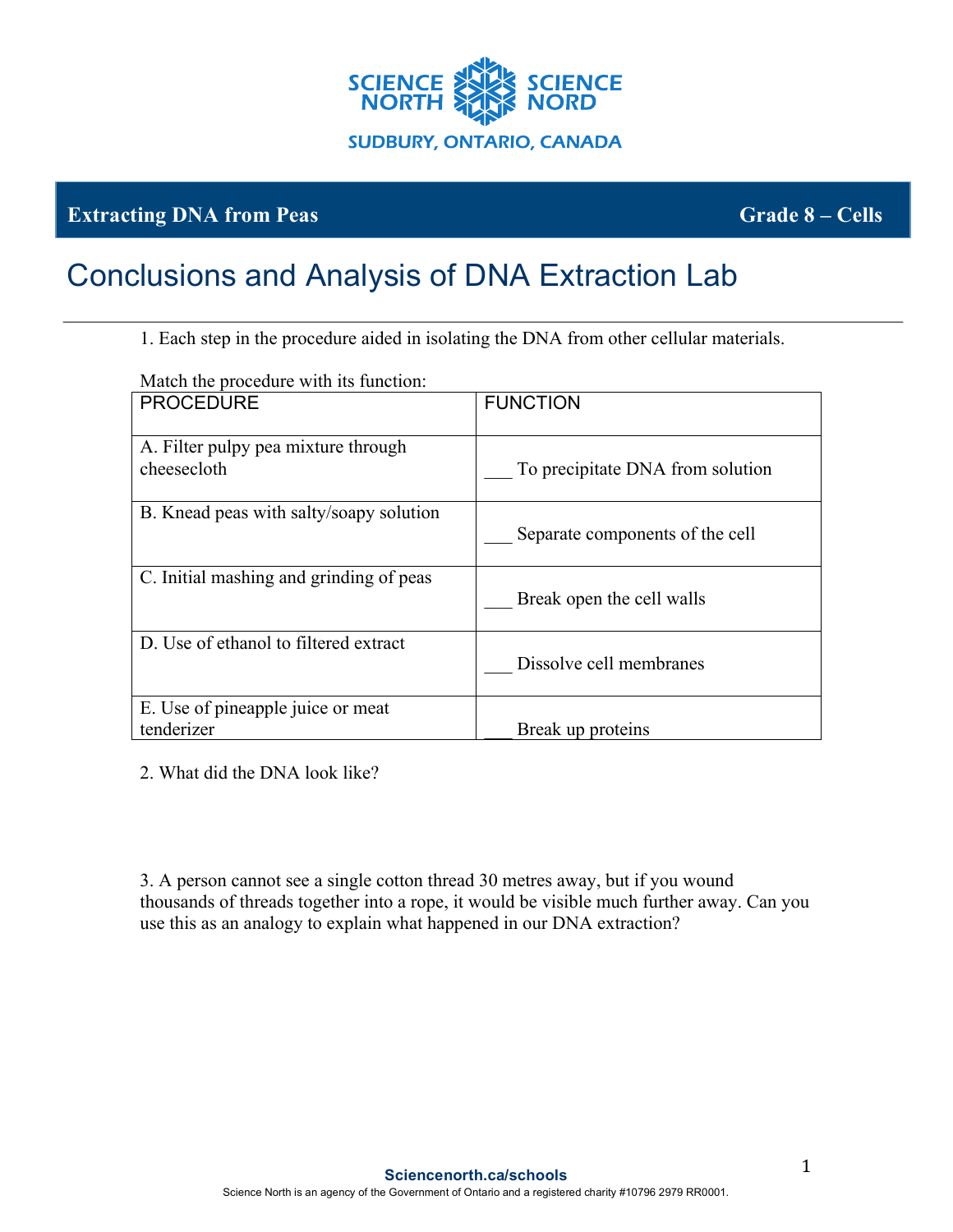SCIENCE NORTH SCIENCE NORD

SUDBURY, ONTARIO, CANADA

**Extracting DNA from Peas** **Grade 8 – Cells**

# Conclusions and Analysis of DNA Extraction Lab

---

1. Each step in the procedure aided in isolating the DNA from other cellular materials.

Match the procedure with its function:

| PROCEDURE | FUNCTION |
|---|---|
| A. Filter pulpy pea mixture through cheesecloth | ___ To precipitate DNA from solution |
| B. Knead peas with salty/soapy solution | ___ Separate components of the cell |
| C. Initial mashing and grinding of peas | ___ Break open the cell walls |
| D. Use of ethanol to filtered extract | ___ Dissolve cell membranes |
| E. Use of pineapple juice or meat tenderizer | ___ Break up proteins |

2. What did the DNA look like?

3. A person cannot see a single cotton thread 30 metres away, but if you wound thousands of threads together into a rope, it would be visible much further away. Can you use this as an analogy to explain what happened in our DNA extraction?

Sciencenorth.ca/schools

Science North is an agency of the Government of Ontario and a registered charity #10796 2979 RR0001.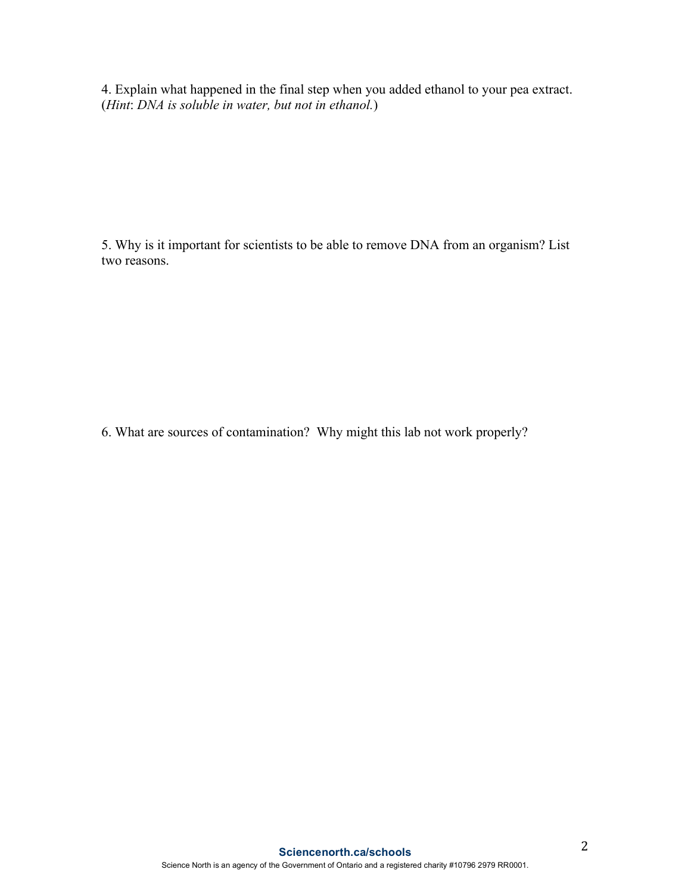4. Explain what happened in the final step when you added ethanol to your pea extract. (*Hint*: *DNA is soluble in water, but not in ethanol.*)

5. Why is it important for scientists to be able to remove DNA from an organism? List two reasons.

6. What are sources of contamination? Why might this lab not work properly?